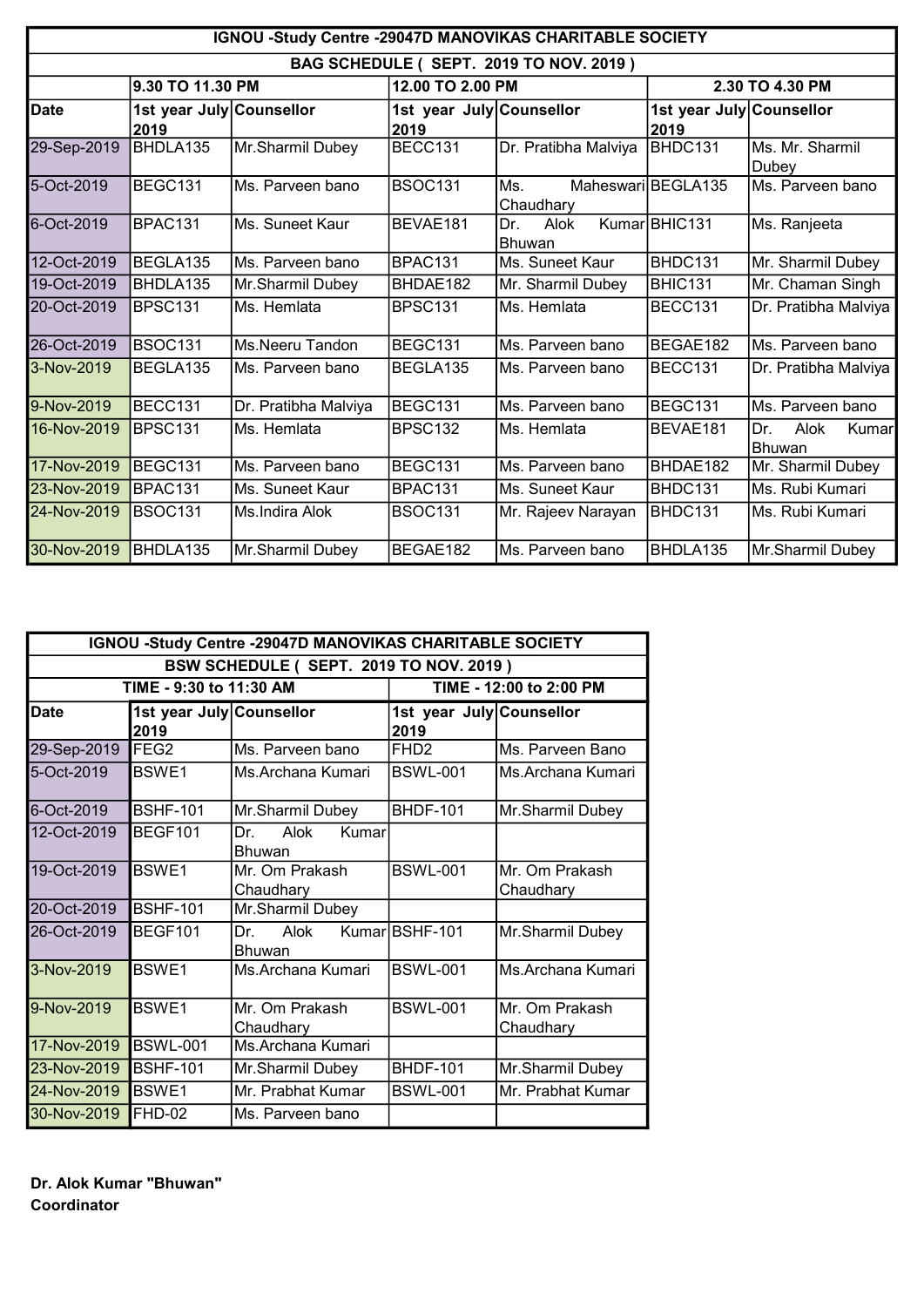| IGNOU -Study Centre -29047D MANOVIKAS CHARITABLE SOCIETY | | | | | | |
|---|---|---|---|---|---|---|
| BAG SCHEDULE ( SEPT. 2019 TO NOV. 2019 ) | | | | | | |
| | 9.30 TO 11.30 PM | | 12.00 TO 2.00 PM | | 2.30 TO 4.30 PM | |
| Date | 1st year July 2019 | Counsellor | 1st year July 2019 | Counsellor | 1st year July 2019 | Counsellor |
| 29-Sep-2019 | BHDLA135 | Mr.Sharmil Dubey | BECC131 | Dr. Pratibha Malviya | BHDC131 | Ms. Mr. Sharmil Dubey |
| 5-Oct-2019 | BEGC131 | Ms. Parveen bano | BSOC131 | Ms. Maheswari Chaudhary | BEGLA135 | Ms. Parveen bano |
| 6-Oct-2019 | BPAC131 | Ms. Suneet Kaur | BEVAE181 | Dr. Alok Kumar Bhuwan | BHIC131 | Ms. Ranjeeta |
| 12-Oct-2019 | BEGLA135 | Ms. Parveen bano | BPAC131 | Ms. Suneet Kaur | BHDC131 | Mr. Sharmil Dubey |
| 19-Oct-2019 | BHDLA135 | Mr.Sharmil Dubey | BHDAE182 | Mr. Sharmil Dubey | BHIC131 | Mr. Chaman Singh |
| 20-Oct-2019 | BPSC131 | Ms. Hemlata | BPSC131 | Ms. Hemlata | BECC131 | Dr. Pratibha Malviya |
| 26-Oct-2019 | BSOC131 | Ms.Neeru Tandon | BEGC131 | Ms. Parveen bano | BEGAE182 | Ms. Parveen bano |
| 3-Nov-2019 | BEGLA135 | Ms. Parveen bano | BEGLA135 | Ms. Parveen bano | BECC131 | Dr. Pratibha Malviya |
| 9-Nov-2019 | BECC131 | Dr. Pratibha Malviya | BEGC131 | Ms. Parveen bano | BEGC131 | Ms. Parveen bano |
| 16-Nov-2019 | BPSC131 | Ms. Hemlata | BPSC132 | Ms. Hemlata | BEVAE181 | Dr. Alok Kumar Bhuwan |
| 17-Nov-2019 | BEGC131 | Ms. Parveen bano | BEGC131 | Ms. Parveen bano | BHDAE182 | Mr. Sharmil Dubey |
| 23-Nov-2019 | BPAC131 | Ms. Suneet Kaur | BPAC131 | Ms. Suneet Kaur | BHDC131 | Ms. Rubi Kumari |
| 24-Nov-2019 | BSOC131 | Ms.Indira Alok | BSOC131 | Mr. Rajeev Narayan | BHDC131 | Ms. Rubi Kumari |
| 30-Nov-2019 | BHDLA135 | Mr.Sharmil Dubey | BEGAE182 | Ms. Parveen bano | BHDLA135 | Mr.Sharmil Dubey |

| IGNOU -Study Centre -29047D MANOVIKAS CHARITABLE SOCIETY | | | | |
|---|---|---|---|---|
| BSW SCHEDULE ( SEPT. 2019 TO NOV. 2019 ) | | | | |
| TIME - 9:30 to 11:30 AM | | | TIME - 12:00 to 2:00 PM | |
| Date | 1st year July 2019 | Counsellor | 1st year July 2019 | Counsellor |
| 29-Sep-2019 | FEG2 | Ms. Parveen bano | FHD2 | Ms. Parveen Bano |
| 5-Oct-2019 | BSWE1 | Ms.Archana Kumari | BSWL-001 | Ms.Archana Kumari |
| 6-Oct-2019 | BSHF-101 | Mr.Sharmil Dubey | BHDF-101 | Mr.Sharmil Dubey |
| 12-Oct-2019 | BEGF101 | Dr. Alok Kumar Bhuwan | | |
| 19-Oct-2019 | BSWE1 | Mr. Om Prakash Chaudhary | BSWL-001 | Mr. Om Prakash Chaudhary |
| 20-Oct-2019 | BSHF-101 | Mr.Sharmil Dubey | | |
| 26-Oct-2019 | BEGF101 | Dr. Alok Kumar Bhuwan | BSHF-101 | Mr.Sharmil Dubey |
| 3-Nov-2019 | BSWE1 | Ms.Archana Kumari | BSWL-001 | Ms.Archana Kumari |
| 9-Nov-2019 | BSWE1 | Mr. Om Prakash Chaudhary | BSWL-001 | Mr. Om Prakash Chaudhary |
| 17-Nov-2019 | BSWL-001 | Ms.Archana Kumari | | |
| 23-Nov-2019 | BSHF-101 | Mr.Sharmil Dubey | BHDF-101 | Mr.Sharmil Dubey |
| 24-Nov-2019 | BSWE1 | Mr. Prabhat Kumar | BSWL-001 | Mr. Prabhat Kumar |
| 30-Nov-2019 | FHD-02 | Ms. Parveen bano | | |

**Dr. Alok Kumar "Bhuwan"**
**Coordinator**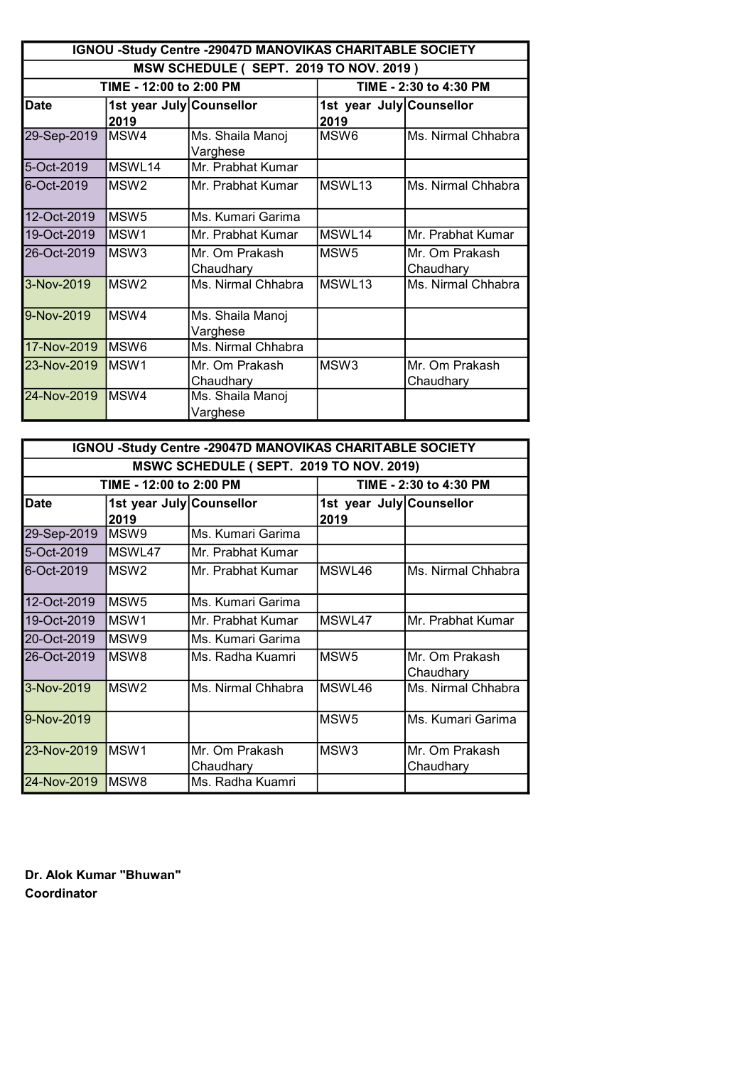| IGNOU -Study Centre -29047D MANOVIKAS CHARITABLE SOCIETY | | | | |
|---|---|---|---|---|
| MSW SCHEDULE ( SEPT. 2019 TO NOV. 2019 ) | | | | |
| TIME - 12:00 to 2:00 PM | | | TIME - 2:30 to 4:30 PM | |
| **Date** | **1st year July 2019** | **Counsellor** | **1st year July 2019** | **Counsellor** |
| 29-Sep-2019 | MSW4 | Ms. Shaila Manoj Varghese | MSW6 | Ms. Nirmal Chhabra |
| 5-Oct-2019 | MSWL14 | Mr. Prabhat Kumar | | |
| 6-Oct-2019 | MSW2 | Mr. Prabhat Kumar | MSWL13 | Ms. Nirmal Chhabra |
| 12-Oct-2019 | MSW5 | Ms. Kumari Garima | | |
| 19-Oct-2019 | MSW1 | Mr. Prabhat Kumar | MSWL14 | Mr. Prabhat Kumar |
| 26-Oct-2019 | MSW3 | Mr. Om Prakash Chaudhary | MSW5 | Mr. Om Prakash Chaudhary |
| 3-Nov-2019 | MSW2 | Ms. Nirmal Chhabra | MSWL13 | Ms. Nirmal Chhabra |
| 9-Nov-2019 | MSW4 | Ms. Shaila Manoj Varghese | | |
| 17-Nov-2019 | MSW6 | Ms. Nirmal Chhabra | | |
| 23-Nov-2019 | MSW1 | Mr. Om Prakash Chaudhary | MSW3 | Mr. Om Prakash Chaudhary |
| 24-Nov-2019 | MSW4 | Ms. Shaila Manoj Varghese | | |

| IGNOU -Study Centre -29047D MANOVIKAS CHARITABLE SOCIETY | | | | |
|---|---|---|---|---|
| MSWC SCHEDULE ( SEPT. 2019 TO NOV. 2019) | | | | |
| TIME - 12:00 to 2:00 PM | | | TIME - 2:30 to 4:30 PM | |
| **Date** | **1st year July 2019** | **Counsellor** | **1st year July 2019** | **Counsellor** |
| 29-Sep-2019 | MSW9 | Ms. Kumari Garima | | |
| 5-Oct-2019 | MSWL47 | Mr. Prabhat Kumar | | |
| 6-Oct-2019 | MSW2 | Mr. Prabhat Kumar | MSWL46 | Ms. Nirmal Chhabra |
| 12-Oct-2019 | MSW5 | Ms. Kumari Garima | | |
| 19-Oct-2019 | MSW1 | Mr. Prabhat Kumar | MSWL47 | Mr. Prabhat Kumar |
| 20-Oct-2019 | MSW9 | Ms. Kumari Garima | | |
| 26-Oct-2019 | MSW8 | Ms. Radha Kuamri | MSW5 | Mr. Om Prakash Chaudhary |
| 3-Nov-2019 | MSW2 | Ms. Nirmal Chhabra | MSWL46 | Ms. Nirmal Chhabra |
| 9-Nov-2019 | | | MSW5 | Ms. Kumari Garima |
| 23-Nov-2019 | MSW1 | Mr. Om Prakash Chaudhary | MSW3 | Mr. Om Prakash Chaudhary |
| 24-Nov-2019 | MSW8 | Ms. Radha Kuamri | | |

**Dr. Alok Kumar "Bhuwan"**
**Coordinator**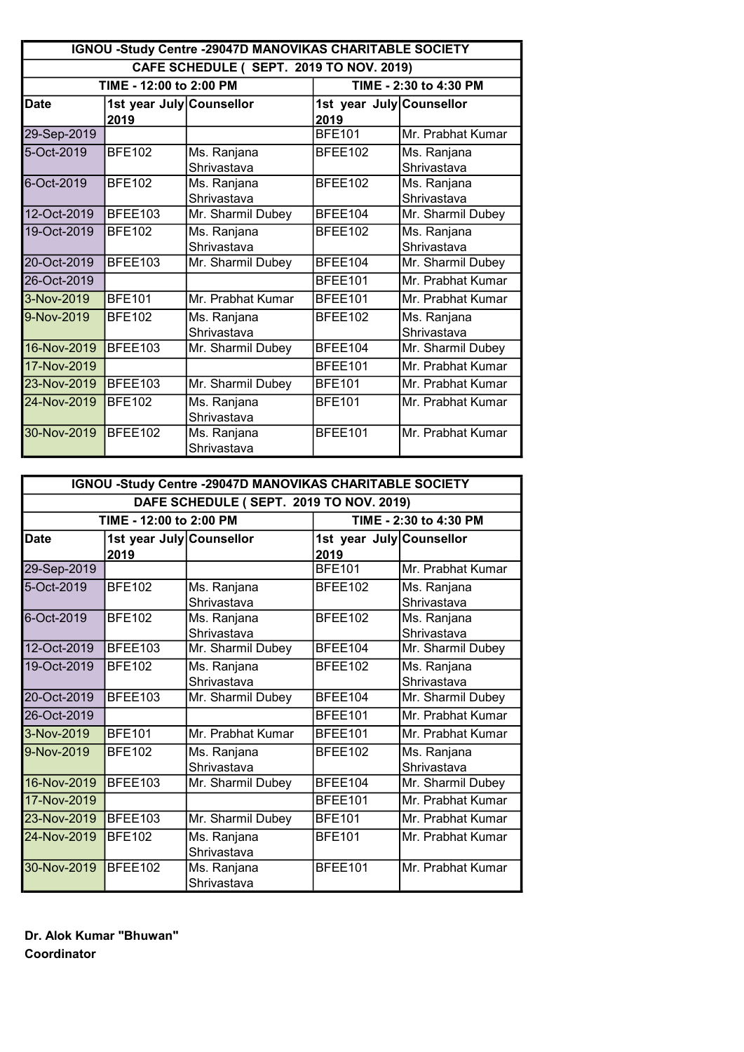| IGNOU -Study Centre -29047D MANOVIKAS CHARITABLE SOCIETY | | | | |
|---|---|---|---|---|
| CAFE SCHEDULE ( SEPT. 2019 TO NOV. 2019) | | | | |
| TIME - 12:00 to 2:00 PM | | | TIME - 2:30 to 4:30 PM | |
| Date | 1st year July 2019 | Counsellor | 1st year July 2019 | Counsellor |
| 29-Sep-2019 | | | BFE101 | Mr. Prabhat Kumar |
| 5-Oct-2019 | BFE102 | Ms. Ranjana Shrivastava | BFEE102 | Ms. Ranjana Shrivastava |
| 6-Oct-2019 | BFE102 | Ms. Ranjana Shrivastava | BFEE102 | Ms. Ranjana Shrivastava |
| 12-Oct-2019 | BFEE103 | Mr. Sharmil Dubey | BFEE104 | Mr. Sharmil Dubey |
| 19-Oct-2019 | BFE102 | Ms. Ranjana Shrivastava | BFEE102 | Ms. Ranjana Shrivastava |
| 20-Oct-2019 | BFEE103 | Mr. Sharmil Dubey | BFEE104 | Mr. Sharmil Dubey |
| 26-Oct-2019 | | | BFEE101 | Mr. Prabhat Kumar |
| 3-Nov-2019 | BFE101 | Mr. Prabhat Kumar | BFEE101 | Mr. Prabhat Kumar |
| 9-Nov-2019 | BFE102 | Ms. Ranjana Shrivastava | BFEE102 | Ms. Ranjana Shrivastava |
| 16-Nov-2019 | BFEE103 | Mr. Sharmil Dubey | BFEE104 | Mr. Sharmil Dubey |
| 17-Nov-2019 | | | BFEE101 | Mr. Prabhat Kumar |
| 23-Nov-2019 | BFEE103 | Mr. Sharmil Dubey | BFE101 | Mr. Prabhat Kumar |
| 24-Nov-2019 | BFE102 | Ms. Ranjana Shrivastava | BFE101 | Mr. Prabhat Kumar |
| 30-Nov-2019 | BFEE102 | Ms. Ranjana Shrivastava | BFEE101 | Mr. Prabhat Kumar |

| IGNOU -Study Centre -29047D MANOVIKAS CHARITABLE SOCIETY | | | | |
|---|---|---|---|---|
| DAFE SCHEDULE ( SEPT. 2019 TO NOV. 2019) | | | | |
| TIME - 12:00 to 2:00 PM | | | TIME - 2:30 to 4:30 PM | |
| Date | 1st year July 2019 | Counsellor | 1st year July 2019 | Counsellor |
| 29-Sep-2019 | | | BFE101 | Mr. Prabhat Kumar |
| 5-Oct-2019 | BFE102 | Ms. Ranjana Shrivastava | BFEE102 | Ms. Ranjana Shrivastava |
| 6-Oct-2019 | BFE102 | Ms. Ranjana Shrivastava | BFEE102 | Ms. Ranjana Shrivastava |
| 12-Oct-2019 | BFEE103 | Mr. Sharmil Dubey | BFEE104 | Mr. Sharmil Dubey |
| 19-Oct-2019 | BFE102 | Ms. Ranjana Shrivastava | BFEE102 | Ms. Ranjana Shrivastava |
| 20-Oct-2019 | BFEE103 | Mr. Sharmil Dubey | BFEE104 | Mr. Sharmil Dubey |
| 26-Oct-2019 | | | BFEE101 | Mr. Prabhat Kumar |
| 3-Nov-2019 | BFE101 | Mr. Prabhat Kumar | BFEE101 | Mr. Prabhat Kumar |
| 9-Nov-2019 | BFE102 | Ms. Ranjana Shrivastava | BFEE102 | Ms. Ranjana Shrivastava |
| 16-Nov-2019 | BFEE103 | Mr. Sharmil Dubey | BFEE104 | Mr. Sharmil Dubey |
| 17-Nov-2019 | | | BFEE101 | Mr. Prabhat Kumar |
| 23-Nov-2019 | BFEE103 | Mr. Sharmil Dubey | BFE101 | Mr. Prabhat Kumar |
| 24-Nov-2019 | BFE102 | Ms. Ranjana Shrivastava | BFE101 | Mr. Prabhat Kumar |
| 30-Nov-2019 | BFEE102 | Ms. Ranjana Shrivastava | BFEE101 | Mr. Prabhat Kumar |

**Dr. Alok Kumar "Bhuwan"**
**Coordinator**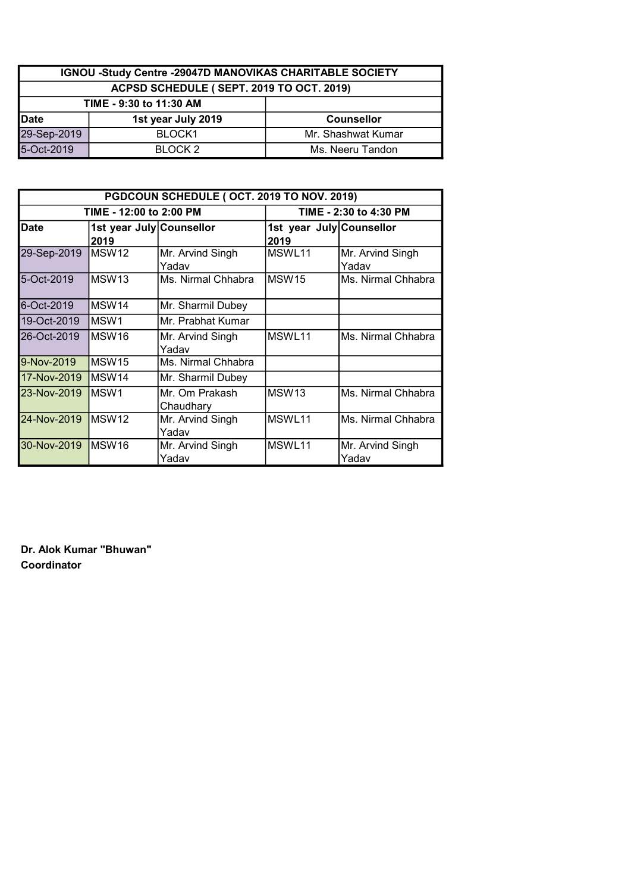| IGNOU -Study Centre -29047D MANOVIKAS CHARITABLE SOCIETY | | |
|---|---|---|
| ACPSD SCHEDULE ( SEPT. 2019 TO OCT. 2019) | | |
| TIME - 9:30 to 11:30 AM | | |
| Date | 1st year July 2019 | Counsellor |
| 29-Sep-2019 | BLOCK1 | Mr. Shashwat Kumar |
| 5-Oct-2019 | BLOCK 2 | Ms. Neeru Tandon |

| PGDCOUN SCHEDULE ( OCT. 2019 TO NOV. 2019) | | | | |
|---|---|---|---|---|
| TIME - 12:00 to 2:00 PM | | | TIME - 2:30 to 4:30 PM | |
| Date | 1st year July 2019 | Counsellor | 1st year July 2019 | Counsellor |
| 29-Sep-2019 | MSW12 | Mr. Arvind Singh Yadav | MSWL11 | Mr. Arvind Singh Yadav |
| 5-Oct-2019 | MSW13 | Ms. Nirmal Chhabra | MSW15 | Ms. Nirmal Chhabra |
| 6-Oct-2019 | MSW14 | Mr. Sharmil Dubey | | |
| 19-Oct-2019 | MSW1 | Mr. Prabhat Kumar | | |
| 26-Oct-2019 | MSW16 | Mr. Arvind Singh Yadav | MSWL11 | Ms. Nirmal Chhabra |
| 9-Nov-2019 | MSW15 | Ms. Nirmal Chhabra | | |
| 17-Nov-2019 | MSW14 | Mr. Sharmil Dubey | | |
| 23-Nov-2019 | MSW1 | Mr. Om Prakash Chaudhary | MSW13 | Ms. Nirmal Chhabra |
| 24-Nov-2019 | MSW12 | Mr. Arvind Singh Yadav | MSWL11 | Ms. Nirmal Chhabra |
| 30-Nov-2019 | MSW16 | Mr. Arvind Singh Yadav | MSWL11 | Mr. Arvind Singh Yadav |

**Dr. Alok Kumar "Bhuwan"**
**Coordinator**